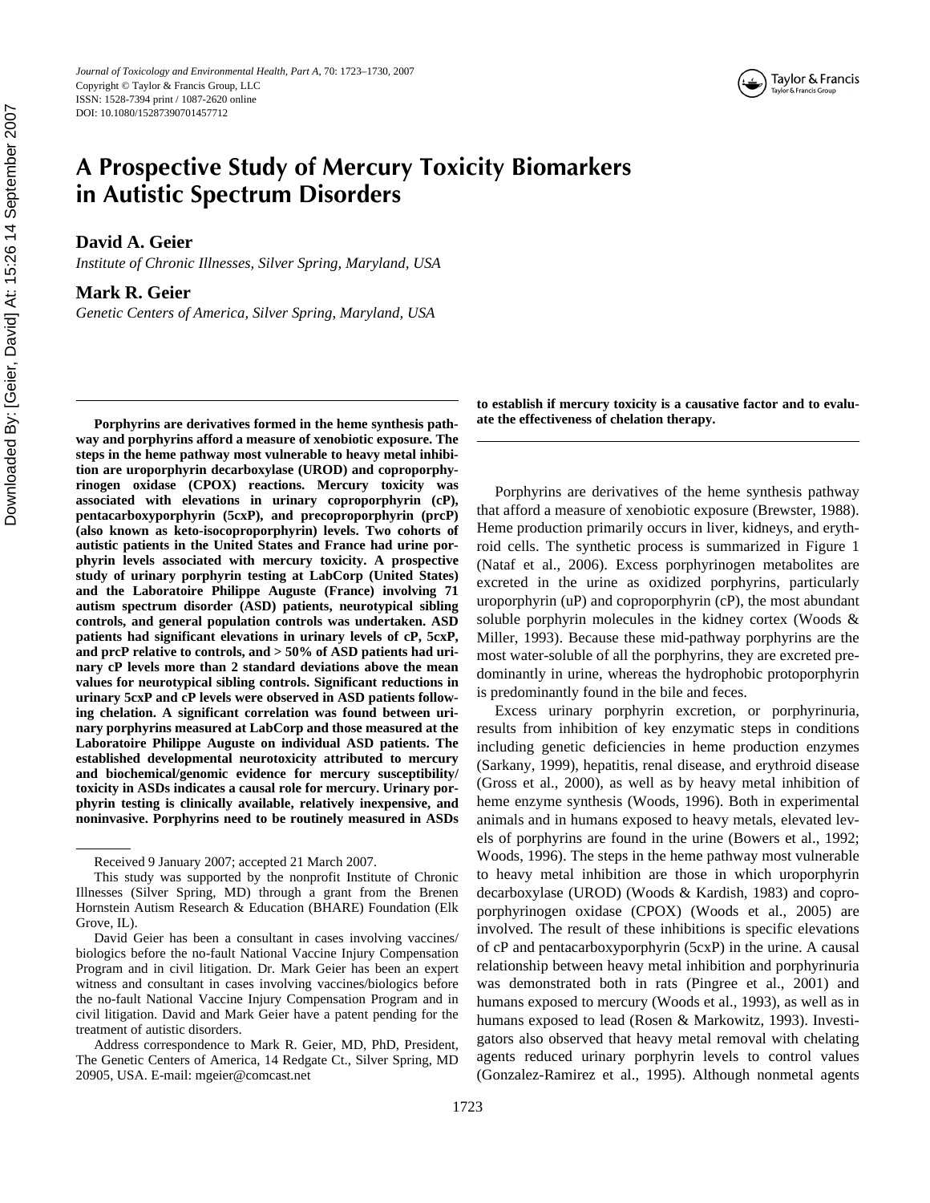# A Prospective Study of Mercury Toxicity Biomarkers in Autistic Spectrum Disorders

**David A. Geier**

*Institute of Chronic Illnesses, Silver Spring, Maryland, USA*

**Mark R. Geier**

*Genetic Centers of America, Silver Spring, Maryland, USA*

**Porphyrins are derivatives formed in the heme synthesis pathway and porphyrins afford a measure of xenobiotic exposure. The steps in the heme pathway most vulnerable to heavy metal inhibition are uroporphyrin decarboxylase (UROD) and coproporphyrinogen oxidase (CPOX) reactions. Mercury toxicity was associated with elevations in urinary coproporphyrin (cP), pentacarboxyporphyrin (5cxP), and precoproporphyrin (prcP) (also known as keto-isocoproporphyrin) levels. Two cohorts of autistic patients in the United States and France had urine porphyrin levels associated with mercury toxicity. A prospective study of urinary porphyrin testing at LabCorp (United States) and the Laboratoire Philippe Auguste (France) involving 71 autism spectrum disorder (ASD) patients, neurotypical sibling controls, and general population controls was undertaken. ASD patients had significant elevations in urinary levels of cP, 5cxP, and prcP relative to controls, and > 50% of ASD patients had urinary cP levels more than 2 standard deviations above the mean values for neurotypical sibling controls. Significant reductions in urinary 5cxP and cP levels were observed in ASD patients following chelation. A significant correlation was found between urinary porphyrins measured at LabCorp and those measured at the Laboratoire Philippe Auguste on individual ASD patients. The established developmental neurotoxicity attributed to mercury and biochemical/genomic evidence for mercury susceptibility/toxicity in ASDs indicates a causal role for mercury. Urinary porphyrin testing is clinically available, relatively inexpensive, and noninvasive. Porphyrins need to be routinely measured in ASDs to establish if mercury toxicity is a causative factor and to evaluate the effectiveness of chelation therapy.**

Porphyrins are derivatives of the heme synthesis pathway that afford a measure of xenobiotic exposure (Brewster, 1988). Heme production primarily occurs in liver, kidneys, and erythroid cells. The synthetic process is summarized in Figure 1 (Nataf et al., 2006). Excess porphyrinogen metabolites are excreted in the urine as oxidized porphyrins, particularly uroporphyrin (uP) and coproporphyrin (cP), the most abundant soluble porphyrin molecules in the kidney cortex (Woods & Miller, 1993). Because these mid-pathway porphyrins are the most water-soluble of all the porphyrins, they are excreted predominantly in urine, whereas the hydrophobic protoporphyrin is predominantly found in the bile and feces.

Excess urinary porphyrin excretion, or porphyrinuria, results from inhibition of key enzymatic steps in conditions including genetic deficiencies in heme production enzymes (Sarkany, 1999), hepatitis, renal disease, and erythroid disease (Gross et al., 2000), as well as by heavy metal inhibition of heme enzyme synthesis (Woods, 1996). Both in experimental animals and in humans exposed to heavy metals, elevated levels of porphyrins are found in the urine (Bowers et al., 1992; Woods, 1996). The steps in the heme pathway most vulnerable to heavy metal inhibition are those in which uroporphyrin decarboxylase (UROD) (Woods & Kardish, 1983) and coproporphyrinogen oxidase (CPOX) (Woods et al., 2005) are involved. The result of these inhibitions is specific elevations of cP and pentacarboxyporphyrin (5cxP) in the urine. A causal relationship between heavy metal inhibition and porphyrinuria was demonstrated both in rats (Pingree et al., 2001) and humans exposed to mercury (Woods et al., 1993), as well as in humans exposed to lead (Rosen & Markowitz, 1993). Investigators also observed that heavy metal removal with chelating agents reduced urinary porphyrin levels to control values (Gonzalez-Ramirez et al., 1995). Although nonmetal agents

---

Received 9 January 2007; accepted 21 March 2007.

This study was supported by the nonprofit Institute of Chronic Illnesses (Silver Spring, MD) through a grant from the Brenen Hornstein Autism Research & Education (BHARE) Foundation (Elk Grove, IL).

David Geier has been a consultant in cases involving vaccines/biologics before the no-fault National Vaccine Injury Compensation Program and in civil litigation. Dr. Mark Geier has been an expert witness and consultant in cases involving vaccines/biologics before the no-fault National Vaccine Injury Compensation Program and in civil litigation. David and Mark Geier have a patent pending for the treatment of autistic disorders.

Address correspondence to Mark R. Geier, MD, PhD, President, The Genetic Centers of America, 14 Redgate Ct., Silver Spring, MD 20905, USA. E-mail: mgeier@comcast.net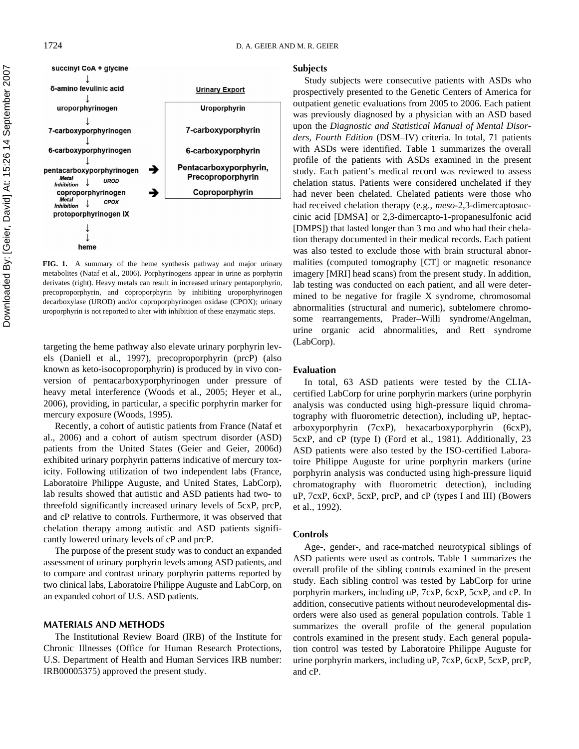succinyl CoA + glycine
↓
δ-amino levulinic acid
↓
uroporphyrinogen
↓
7-carboxyporphyrinogen
↓
6-carboxyporphyrinogen
↓
pentacarboxyporphyrinogen
*Metal Inhibition* ↓ *UROD*
coproporphyrinogen
*Metal Inhibition* ↓ *CPOX*
protoporphyrinogen IX
↓
↓
heme

**Urinary Export**

- Uroporphyrin
- 7-carboxyporphyrin
- 6-carboxyporphyrin
- Pentacarboxyporphyrin, Precoproporphyrin
- Coproporphyrin

**FIG. 1.** A summary of the heme synthesis pathway and major urinary metabolites (Nataf et al., 2006). Porphyrinogens appear in urine as porphyrin derivates (right). Heavy metals can result in increased urinary pentaporphyrin, precoproporphyrin, and coproporphyrin by inhibiting uroporphyrinogen decarboxylase (UROD) and/or coproporphyrinogen oxidase (CPOX); urinary uroporphyrin is not reported to alter with inhibition of these enzymatic steps.

targeting the heme pathway also elevate urinary porphyrin levels (Daniell et al., 1997), precoproporphyrin (prcP) (also known as keto-isocoproporphyrin) is produced by in vivo conversion of pentacarboxyporphyrinogen under pressure of heavy metal interference (Woods et al., 2005; Heyer et al., 2006), providing, in particular, a specific porphyrin marker for mercury exposure (Woods, 1995).

Recently, a cohort of autistic patients from France (Nataf et al., 2006) and a cohort of autism spectrum disorder (ASD) patients from the United States (Geier and Geier, 2006d) exhibited urinary porphyrin patterns indicative of mercury toxicity. Following utilization of two independent labs (France, Laboratoire Philippe Auguste, and United States, LabCorp), lab results showed that autistic and ASD patients had two- to threefold significantly increased urinary levels of 5cxP, prcP, and cP relative to controls. Furthermore, it was observed that chelation therapy among autistic and ASD patients significantly lowered urinary levels of cP and prcP.

The purpose of the present study was to conduct an expanded assessment of urinary porphyrin levels among ASD patients, and to compare and contrast urinary porphyrin patterns reported by two clinical labs, Laboratoire Philippe Auguste and LabCorp, on an expanded cohort of U.S. ASD patients.

## MATERIALS AND METHODS

The Institutional Review Board (IRB) of the Institute for Chronic Illnesses (Office for Human Research Protections, U.S. Department of Health and Human Services IRB number: IRB00005375) approved the present study.

### Subjects

Study subjects were consecutive patients with ASDs who prospectively presented to the Genetic Centers of America for outpatient genetic evaluations from 2005 to 2006. Each patient was previously diagnosed by a physician with an ASD based upon the *Diagnostic and Statistical Manual of Mental Disorders, Fourth Edition* (DSM–IV) criteria. In total, 71 patients with ASDs were identified. Table 1 summarizes the overall profile of the patients with ASDs examined in the present study. Each patient's medical record was reviewed to assess chelation status. Patients were considered unchelated if they had never been chelated. Chelated patients were those who had received chelation therapy (e.g., *meso*-2,3-dimercaptosuccinic acid [DMSA] or 2,3-dimercapto-1-propanesulfonic acid [DMPS]) that lasted longer than 3 mo and who had their chelation therapy documented in their medical records. Each patient was also tested to exclude those with brain structural abnormalities (computed tomography [CT] or magnetic resonance imagery [MRI] head scans) from the present study. In addition, lab testing was conducted on each patient, and all were determined to be negative for fragile X syndrome, chromosomal abnormalities (structural and numeric), subtelomere chromosome rearrangements, Prader–Willi syndrome/Angelman, urine organic acid abnormalities, and Rett syndrome (LabCorp).

### Evaluation

In total, 63 ASD patients were tested by the CLIA-certified LabCorp for urine porphyrin markers (urine porphyrin analysis was conducted using high-pressure liquid chromatography with fluorometric detection), including uP, heptacarboxyporphyrin (7cxP), hexacarboxyporphyrin (6cxP), 5cxP, and cP (type I) (Ford et al., 1981). Additionally, 23 ASD patients were also tested by the ISO-certified Laboratoire Philippe Auguste for urine porphyrin markers (urine porphyrin analysis was conducted using high-pressure liquid chromatography with fluorometric detection), including uP, 7cxP, 6cxP, 5cxP, prcP, and cP (types I and III) (Bowers et al., 1992).

### Controls

Age-, gender-, and race-matched neurotypical siblings of ASD patients were used as controls. Table 1 summarizes the overall profile of the sibling controls examined in the present study. Each sibling control was tested by LabCorp for urine porphyrin markers, including uP, 7cxP, 6cxP, 5cxP, and cP. In addition, consecutive patients without neurodevelopmental disorders were also used as general population controls. Table 1 summarizes the overall profile of the general population controls examined in the present study. Each general population control was tested by Laboratoire Philippe Auguste for urine porphyrin markers, including uP, 7cxP, 6cxP, 5cxP, prcP, and cP.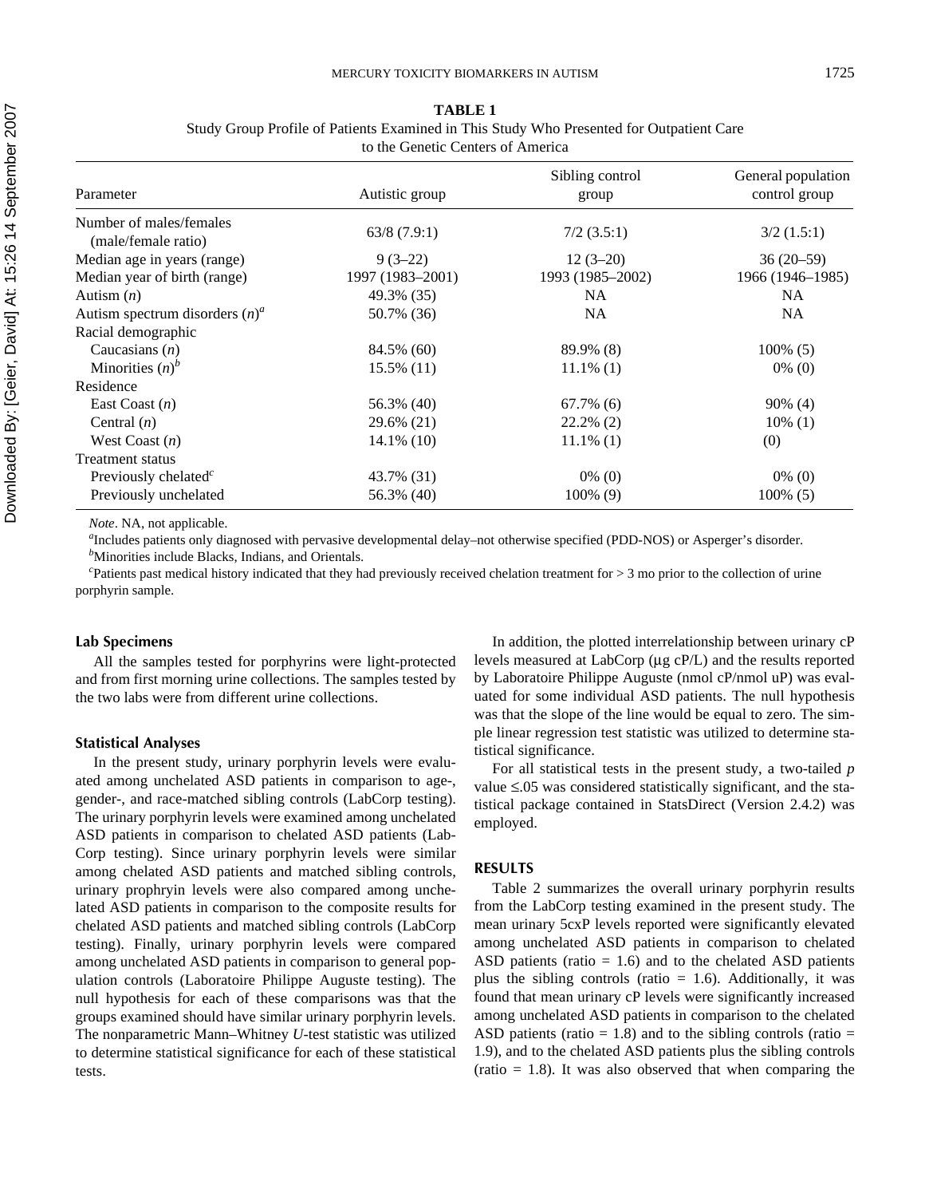**TABLE 1**

Study Group Profile of Patients Examined in This Study Who Presented for Outpatient Care to the Genetic Centers of America

| Parameter | Autistic group | Sibling control group | General population control group |
|---|---|---|---|
| Number of males/females (male/female ratio) | 63/8 (7.9:1) | 7/2 (3.5:1) | 3/2 (1.5:1) |
| Median age in years (range) | 9 (3–22) | 12 (3–20) | 36 (20–59) |
| Median year of birth (range) | 1997 (1983–2001) | 1993 (1985–2002) | 1966 (1946–1985) |
| Autism (*n*) | 49.3% (35) | NA | NA |
| Autism spectrum disorders (*n*)[a] | 50.7% (36) | NA | NA |
| Racial demographic | | | |
| Caucasians (*n*) | 84.5% (60) | 89.9% (8) | 100% (5) |
| Minorities (*n*)[b] | 15.5% (11) | 11.1% (1) | 0% (0) |
| Residence | | | |
| East Coast (*n*) | 56.3% (40) | 67.7% (6) | 90% (4) |
| Central (*n*) | 29.6% (21) | 22.2% (2) | 10% (1) |
| West Coast (*n*) | 14.1% (10) | 11.1% (1) | (0) |
| Treatment status | | | |
| Previously chelated[c] | 43.7% (31) | 0% (0) | 0% (0) |
| Previously unchelated | 56.3% (40) | 100% (9) | 100% (5) |

*Note*. NA, not applicable.

[a]Includes patients only diagnosed with pervasive developmental delay–not otherwise specified (PDD-NOS) or Asperger's disorder.

[b]Minorities include Blacks, Indians, and Orientals.

[c]Patients past medical history indicated that they had previously received chelation treatment for > 3 mo prior to the collection of urine porphyrin sample.

### Lab Specimens

All the samples tested for porphyrins were light-protected and from first morning urine collections. The samples tested by the two labs were from different urine collections.

### Statistical Analyses

In the present study, urinary porphyrin levels were evaluated among unchelated ASD patients in comparison to age-, gender-, and race-matched sibling controls (LabCorp testing). The urinary porphyrin levels were examined among unchelated ASD patients in comparison to chelated ASD patients (LabCorp testing). Since urinary porphyrin levels were similar among chelated ASD patients and matched sibling controls, urinary prophryin levels were also compared among unchelated ASD patients in comparison to the composite results for chelated ASD patients and matched sibling controls (LabCorp testing). Finally, urinary porphyrin levels were compared among unchelated ASD patients in comparison to general population controls (Laboratoire Philippe Auguste testing). The null hypothesis for each of these comparisons was that the groups examined should have similar urinary porphyrin levels. The nonparametric Mann–Whitney *U*-test statistic was utilized to determine statistical significance for each of these statistical tests.

In addition, the plotted interrelationship between urinary cP levels measured at LabCorp (μg cP/L) and the results reported by Laboratoire Philippe Auguste (nmol cP/nmol uP) was evaluated for some individual ASD patients. The null hypothesis was that the slope of the line would be equal to zero. The simple linear regression test statistic was utilized to determine statistical significance.

For all statistical tests in the present study, a two-tailed $p$ value $\leq .05$ was considered statistically significant, and the statistical package contained in StatsDirect (Version 2.4.2) was employed.

## RESULTS

Table 2 summarizes the overall urinary porphyrin results from the LabCorp testing examined in the present study. The mean urinary 5cxP levels reported were significantly elevated among unchelated ASD patients in comparison to chelated ASD patients (ratio = 1.6) and to the chelated ASD patients plus the sibling controls (ratio = 1.6). Additionally, it was found that mean urinary cP levels were significantly increased among unchelated ASD patients in comparison to the chelated ASD patients (ratio = 1.8) and to the sibling controls (ratio = 1.9), and to the chelated ASD patients plus the sibling controls (ratio = 1.8). It was also observed that when comparing the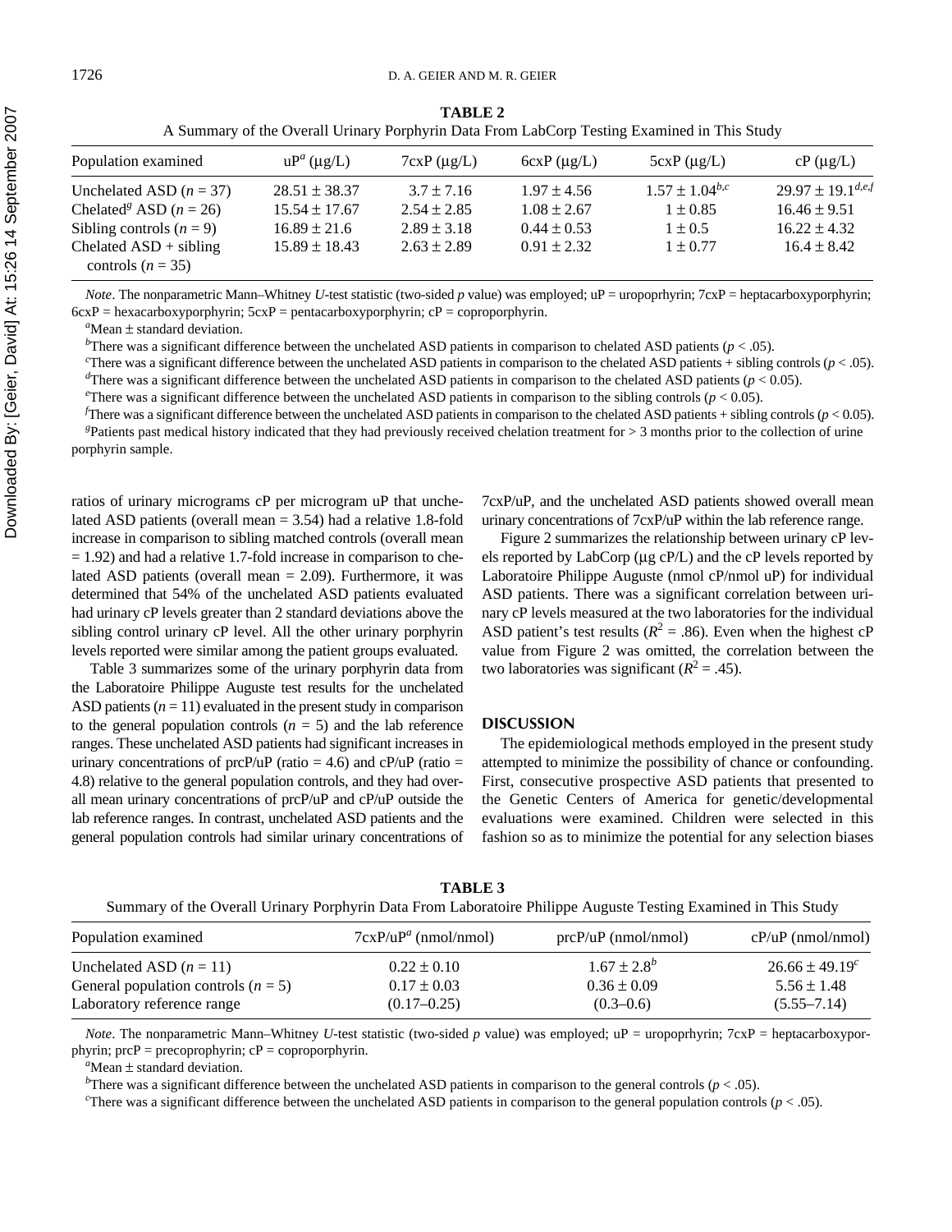**TABLE 2**
A Summary of the Overall Urinary Porphyrin Data From LabCorp Testing Examined in This Study

| Population examined | uP[a] (µg/L) | 7cxP (µg/L) | 6cxP (µg/L) | 5cxP (µg/L) | cP (µg/L) |
|---|---|---|---|---|---|
| Unchelated ASD ($n = 37$) | 28.51 ± 38.37 | 3.7 ± 7.16 | 1.97 ± 4.56 | 1.57 ± 1.04[b,c] | 29.97 ± 19.1[d,e,f] |
| Chelated[g] ASD ($n = 26$) | 15.54 ± 17.67 | 2.54 ± 2.85 | 1.08 ± 2.67 | 1 ± 0.85 | 16.46 ± 9.51 |
| Sibling controls ($n = 9$) | 16.89 ± 21.6 | 2.89 ± 3.18 | 0.44 ± 0.53 | 1 ± 0.5 | 16.22 ± 4.32 |
| Chelated ASD + sibling controls ($n = 35$) | 15.89 ± 18.43 | 2.63 ± 2.89 | 0.91 ± 2.32 | 1 ± 0.77 | 16.4 ± 8.42 |

*Note*. The nonparametric Mann–Whitney *U*-test statistic (two-sided *p* value) was employed; uP = uropoprhyrin; 7cxP = heptacarboxyporphyrin; 6cxP = hexacarboxyporphyrin; 5cxP = pentacarboxyporphyrin; cP = coproporphyrin.

[a]Mean ± standard deviation.

[b]There was a significant difference between the unchelated ASD patients in comparison to chelated ASD patients ($p < .05$).

[c]There was a significant difference between the unchelated ASD patients in comparison to the chelated ASD patients + sibling controls ($p < .05$).

[d]There was a significant difference between the unchelated ASD patients in comparison to the chelated ASD patients ($p < 0.05$).

[e]There was a significant difference between the unchelated ASD patients in comparison to the sibling controls ($p < 0.05$).

[f]There was a significant difference between the unchelated ASD patients in comparison to the chelated ASD patients + sibling controls ($p < 0.05$).

[g]Patients past medical history indicated that they had previously received chelation treatment for > 3 months prior to the collection of urine porphyrin sample.

ratios of urinary micrograms cP per microgram uP that unchelated ASD patients (overall mean = 3.54) had a relative 1.8-fold increase in comparison to sibling matched controls (overall mean = 1.92) and had a relative 1.7-fold increase in comparison to chelated ASD patients (overall mean = 2.09). Furthermore, it was determined that 54% of the unchelated ASD patients evaluated had urinary cP levels greater than 2 standard deviations above the sibling control urinary cP level. All the other urinary porphyrin levels reported were similar among the patient groups evaluated.

Table 3 summarizes some of the urinary porphyrin data from the Laboratoire Philippe Auguste test results for the unchelated ASD patients ($n = 11$) evaluated in the present study in comparison to the general population controls ($n = 5$) and the lab reference ranges. These unchelated ASD patients had significant increases in urinary concentrations of prcP/uP (ratio = 4.6) and cP/uP (ratio = 4.8) relative to the general population controls, and they had overall mean urinary concentrations of prcP/uP and cP/uP outside the lab reference ranges. In contrast, unchelated ASD patients and the general population controls had similar urinary concentrations of 7cxP/uP, and the unchelated ASD patients showed overall mean urinary concentrations of 7cxP/uP within the lab reference range.

Figure 2 summarizes the relationship between urinary cP levels reported by LabCorp (µg cP/L) and the cP levels reported by Laboratoire Philippe Auguste (nmol cP/nmol uP) for individual ASD patients. There was a significant correlation between urinary cP levels measured at the two laboratories for the individual ASD patient's test results ($R^2 = .86$). Even when the highest cP value from Figure 2 was omitted, the correlation between the two laboratories was significant ($R^2 = .45$).

## DISCUSSION

The epidemiological methods employed in the present study attempted to minimize the possibility of chance or confounding. First, consecutive prospective ASD patients that presented to the Genetic Centers of America for genetic/developmental evaluations were examined. Children were selected in this fashion so as to minimize the potential for any selection biases

**TABLE 3**
Summary of the Overall Urinary Porphyrin Data From Laboratoire Philippe Auguste Testing Examined in This Study

| Population examined | 7cxP/uP[a] (nmol/nmol) | prcP/uP (nmol/nmol) | cP/uP (nmol/nmol) |
|---|---|---|---|
| Unchelated ASD ($n = 11$) | 0.22 ± 0.10 | 1.67 ± 2.8[b] | 26.66 ± 49.19[c] |
| General population controls ($n = 5$) | 0.17 ± 0.03 | 0.36 ± 0.09 | 5.56 ± 1.48 |
| Laboratory reference range | (0.17–0.25) | (0.3–0.6) | (5.55–7.14) |

*Note*. The nonparametric Mann–Whitney *U*-test statistic (two-sided *p* value) was employed; uP = uropoprhyrin; 7cxP = heptacarboxyporphyrin; prcP = precoprophyrin; cP = coproporphyrin.

[a]Mean ± standard deviation.

[b]There was a significant difference between the unchelated ASD patients in comparison to the general controls ($p < .05$).

[c]There was a significant difference between the unchelated ASD patients in comparison to the general population controls ($p < .05$).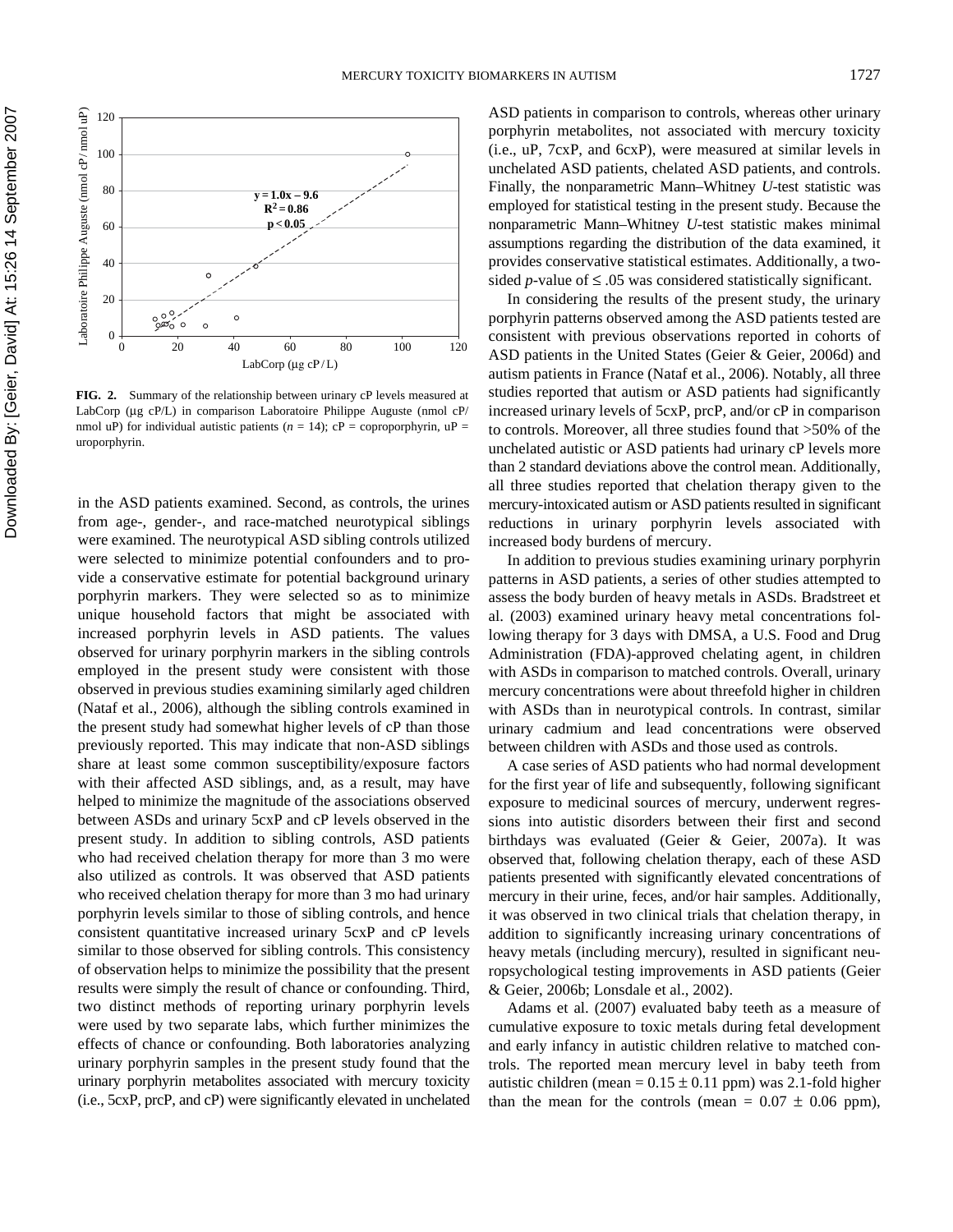**FIG. 2.** Summary of the relationship between urinary cP levels measured at LabCorp (µg cP/L) in comparison Laboratoire Philippe Auguste (nmol cP/nmol uP) for individual autistic patients ($n = 14$); cP = coproporphyrin, uP = uroporphyrin.

in the ASD patients examined. Second, as controls, the urines from age-, gender-, and race-matched neurotypical siblings were examined. The neurotypical ASD sibling controls utilized were selected to minimize potential confounders and to provide a conservative estimate for potential background urinary porphyrin markers. They were selected so as to minimize unique household factors that might be associated with increased porphyrin levels in ASD patients. The values observed for urinary porphyrin markers in the sibling controls employed in the present study were consistent with those observed in previous studies examining similarly aged children (Nataf et al., 2006), although the sibling controls examined in the present study had somewhat higher levels of cP than those previously reported. This may indicate that non-ASD siblings share at least some common susceptibility/exposure factors with their affected ASD siblings, and, as a result, may have helped to minimize the magnitude of the associations observed between ASDs and urinary 5cxP and cP levels observed in the present study. In addition to sibling controls, ASD patients who had received chelation therapy for more than 3 mo were also utilized as controls. It was observed that ASD patients who received chelation therapy for more than 3 mo had urinary porphyrin levels similar to those of sibling controls, and hence consistent quantitative increased urinary 5cxP and cP levels similar to those observed for sibling controls. This consistency of observation helps to minimize the possibility that the present results were simply the result of chance or confounding. Third, two distinct methods of reporting urinary porphyrin levels were used by two separate labs, which further minimizes the effects of chance or confounding. Both laboratories analyzing urinary porphyrin samples in the present study found that the urinary porphyrin metabolites associated with mercury toxicity (i.e., 5cxP, prcP, and cP) were significantly elevated in unchelated ASD patients in comparison to controls, whereas other urinary porphyrin metabolites, not associated with mercury toxicity (i.e., uP, 7cxP, and 6cxP), were measured at similar levels in unchelated ASD patients, chelated ASD patients, and controls. Finally, the nonparametric Mann–Whitney *U*-test statistic was employed for statistical testing in the present study. Because the nonparametric Mann–Whitney *U*-test statistic makes minimal assumptions regarding the distribution of the data examined, it provides conservative statistical estimates. Additionally, a two-sided *p*-value of $\leq .05$ was considered statistically significant.

In considering the results of the present study, the urinary porphyrin patterns observed among the ASD patients tested are consistent with previous observations reported in cohorts of ASD patients in the United States (Geier & Geier, 2006d) and autism patients in France (Nataf et al., 2006). Notably, all three studies reported that autism or ASD patients had significantly increased urinary levels of 5cxP, prcP, and/or cP in comparison to controls. Moreover, all three studies found that >50% of the unchelated autistic or ASD patients had urinary cP levels more than 2 standard deviations above the control mean. Additionally, all three studies reported that chelation therapy given to the mercury-intoxicated autism or ASD patients resulted in significant reductions in urinary porphyrin levels associated with increased body burdens of mercury.

In addition to previous studies examining urinary porphyrin patterns in ASD patients, a series of other studies attempted to assess the body burden of heavy metals in ASDs. Bradstreet et al. (2003) examined urinary heavy metal concentrations following therapy for 3 days with DMSA, a U.S. Food and Drug Administration (FDA)-approved chelating agent, in children with ASDs in comparison to matched controls. Overall, urinary mercury concentrations were about threefold higher in children with ASDs than in neurotypical controls. In contrast, similar urinary cadmium and lead concentrations were observed between children with ASDs and those used as controls.

A case series of ASD patients who had normal development for the first year of life and subsequently, following significant exposure to medicinal sources of mercury, underwent regressions into autistic disorders between their first and second birthdays was evaluated (Geier & Geier, 2007a). It was observed that, following chelation therapy, each of these ASD patients presented with significantly elevated concentrations of mercury in their urine, feces, and/or hair samples. Additionally, it was observed in two clinical trials that chelation therapy, in addition to significantly increasing urinary concentrations of heavy metals (including mercury), resulted in significant neuropsychological testing improvements in ASD patients (Geier & Geier, 2006b; Lonsdale et al., 2002).

Adams et al. (2007) evaluated baby teeth as a measure of cumulative exposure to toxic metals during fetal development and early infancy in autistic children relative to matched controls. The reported mean mercury level in baby teeth from autistic children (mean = $0.15 \pm 0.11$ ppm) was 2.1-fold higher than the mean for the controls (mean = $0.07 \pm 0.06$ ppm),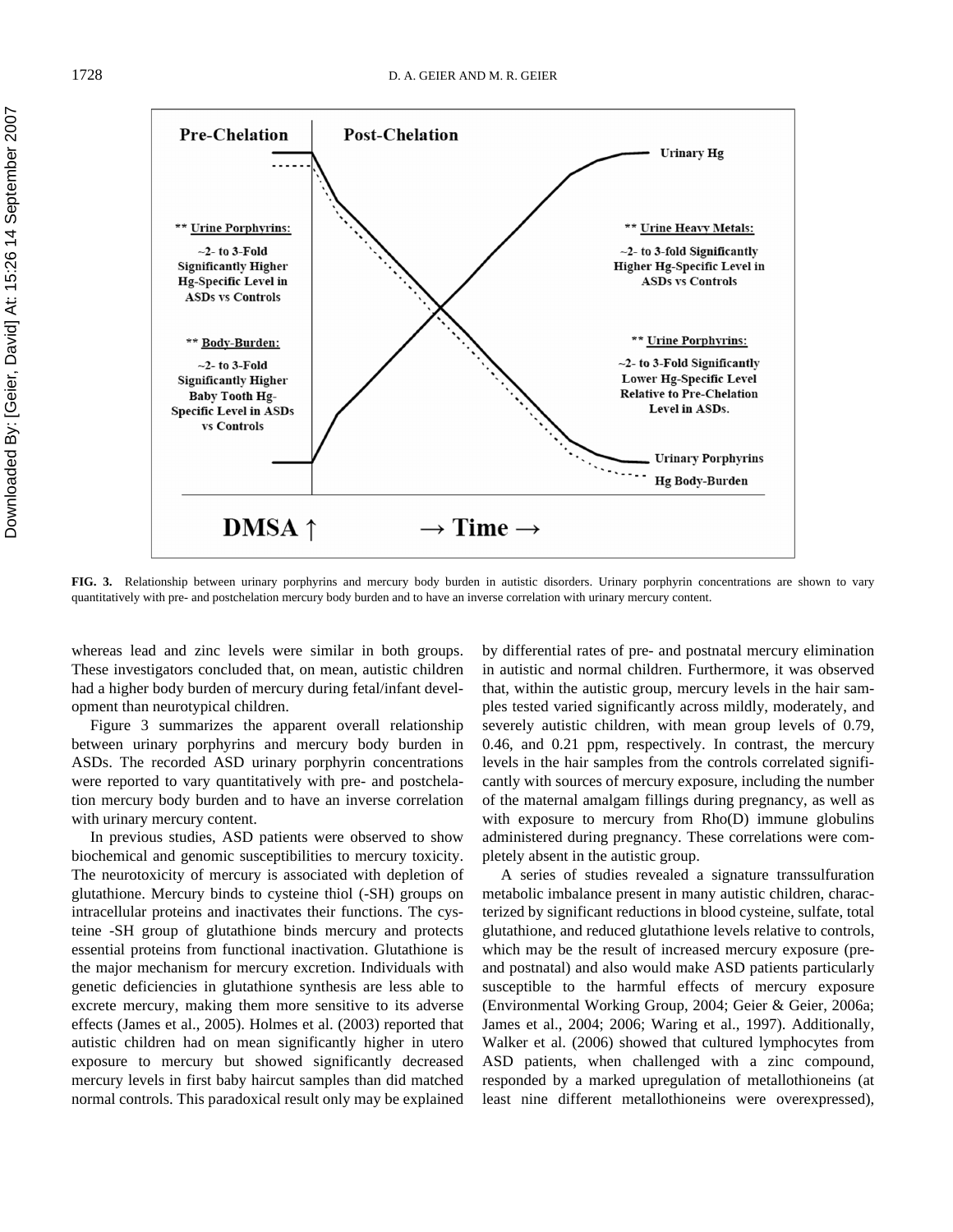**FIG. 3.** Relationship between urinary porphyrins and mercury body burden in autistic disorders. Urinary porphyrin concentrations are shown to vary quantitatively with pre- and postchelation mercury body burden and to have an inverse correlation with urinary mercury content.

whereas lead and zinc levels were similar in both groups. These investigators concluded that, on mean, autistic children had a higher body burden of mercury during fetal/infant development than neurotypical children.

Figure 3 summarizes the apparent overall relationship between urinary porphyrins and mercury body burden in ASDs. The recorded ASD urinary porphyrin concentrations were reported to vary quantitatively with pre- and postchelation mercury body burden and to have an inverse correlation with urinary mercury content.

In previous studies, ASD patients were observed to show biochemical and genomic susceptibilities to mercury toxicity. The neurotoxicity of mercury is associated with depletion of glutathione. Mercury binds to cysteine thiol (-SH) groups on intracellular proteins and inactivates their functions. The cysteine -SH group of glutathione binds mercury and protects essential proteins from functional inactivation. Glutathione is the major mechanism for mercury excretion. Individuals with genetic deficiencies in glutathione synthesis are less able to excrete mercury, making them more sensitive to its adverse effects (James et al., 2005). Holmes et al. (2003) reported that autistic children had on mean significantly higher in utero exposure to mercury but showed significantly decreased mercury levels in first baby haircut samples than did matched normal controls. This paradoxical result only may be explained by differential rates of pre- and postnatal mercury elimination in autistic and normal children. Furthermore, it was observed that, within the autistic group, mercury levels in the hair samples tested varied significantly across mildly, moderately, and severely autistic children, with mean group levels of 0.79, 0.46, and 0.21 ppm, respectively. In contrast, the mercury levels in the hair samples from the controls correlated significantly with sources of mercury exposure, including the number of the maternal amalgam fillings during pregnancy, as well as with exposure to mercury from Rho(D) immune globulins administered during pregnancy. These correlations were completely absent in the autistic group.

A series of studies revealed a signature transsulfuration metabolic imbalance present in many autistic children, characterized by significant reductions in blood cysteine, sulfate, total glutathione, and reduced glutathione levels relative to controls, which may be the result of increased mercury exposure (pre- and postnatal) and also would make ASD patients particularly susceptible to the harmful effects of mercury exposure (Environmental Working Group, 2004; Geier & Geier, 2006a; James et al., 2004; 2006; Waring et al., 1997). Additionally, Walker et al. (2006) showed that cultured lymphocytes from ASD patients, when challenged with a zinc compound, responded by a marked upregulation of metallothioneins (at least nine different metallothioneins were overexpressed),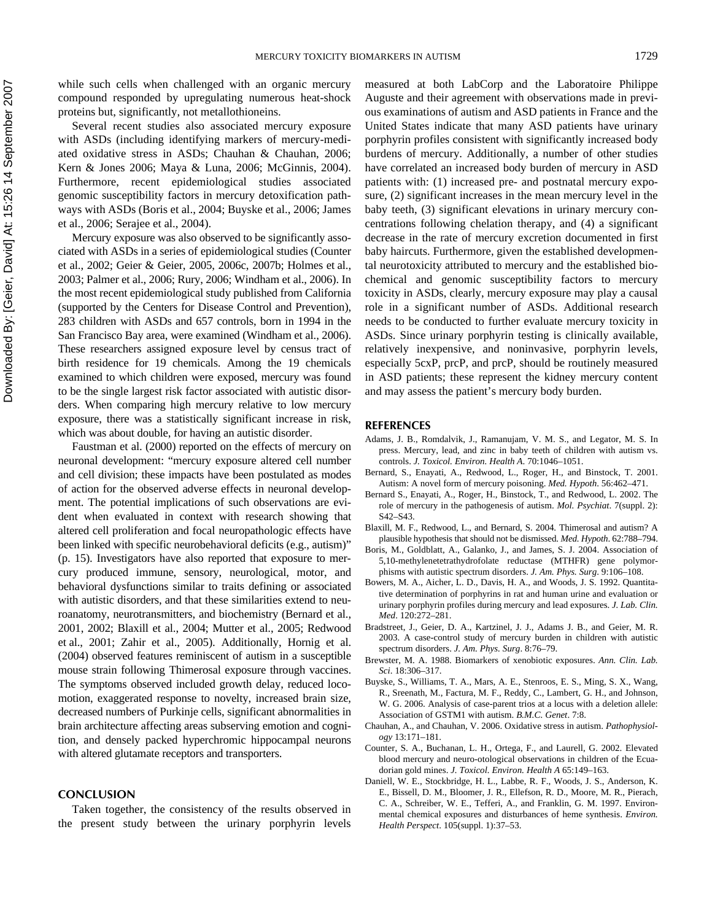while such cells when challenged with an organic mercury compound responded by upregulating numerous heat-shock proteins but, significantly, not metallothioneins.

Several recent studies also associated mercury exposure with ASDs (including identifying markers of mercury-mediated oxidative stress in ASDs; Chauhan & Chauhan, 2006; Kern & Jones 2006; Maya & Luna, 2006; McGinnis, 2004). Furthermore, recent epidemiological studies associated genomic susceptibility factors in mercury detoxification pathways with ASDs (Boris et al., 2004; Buyske et al., 2006; James et al., 2006; Serajee et al., 2004).

Mercury exposure was also observed to be significantly associated with ASDs in a series of epidemiological studies (Counter et al., 2002; Geier & Geier, 2005, 2006c, 2007b; Holmes et al., 2003; Palmer et al., 2006; Rury, 2006; Windham et al., 2006). In the most recent epidemiological study published from California (supported by the Centers for Disease Control and Prevention), 283 children with ASDs and 657 controls, born in 1994 in the San Francisco Bay area, were examined (Windham et al., 2006). These researchers assigned exposure level by census tract of birth residence for 19 chemicals. Among the 19 chemicals examined to which children were exposed, mercury was found to be the single largest risk factor associated with autistic disorders. When comparing high mercury relative to low mercury exposure, there was a statistically significant increase in risk, which was about double, for having an autistic disorder.

Faustman et al. (2000) reported on the effects of mercury on neuronal development: "mercury exposure altered cell number and cell division; these impacts have been postulated as modes of action for the observed adverse effects in neuronal development. The potential implications of such observations are evident when evaluated in context with research showing that altered cell proliferation and focal neuropathologic effects have been linked with specific neurobehavioral deficits (e.g., autism)" (p. 15). Investigators have also reported that exposure to mercury produced immune, sensory, neurological, motor, and behavioral dysfunctions similar to traits defining or associated with autistic disorders, and that these similarities extend to neuroanatomy, neurotransmitters, and biochemistry (Bernard et al., 2001, 2002; Blaxill et al., 2004; Mutter et al., 2005; Redwood et al., 2001; Zahir et al., 2005). Additionally, Hornig et al. (2004) observed features reminiscent of autism in a susceptible mouse strain following Thimerosal exposure through vaccines. The symptoms observed included growth delay, reduced locomotion, exaggerated response to novelty, increased brain size, decreased numbers of Purkinje cells, significant abnormalities in brain architecture affecting areas subserving emotion and cognition, and densely packed hyperchromic hippocampal neurons with altered glutamate receptors and transporters.

## CONCLUSION

Taken together, the consistency of the results observed in the present study between the urinary porphyrin levels measured at both LabCorp and the Laboratoire Philippe Auguste and their agreement with observations made in previous examinations of autism and ASD patients in France and the United States indicate that many ASD patients have urinary porphyrin profiles consistent with significantly increased body burdens of mercury. Additionally, a number of other studies have correlated an increased body burden of mercury in ASD patients with: (1) increased pre- and postnatal mercury exposure, (2) significant increases in the mean mercury level in the baby teeth, (3) significant elevations in urinary mercury concentrations following chelation therapy, and (4) a significant decrease in the rate of mercury excretion documented in first baby haircuts. Furthermore, given the established developmental neurotoxicity attributed to mercury and the established biochemical and genomic susceptibility factors to mercury toxicity in ASDs, clearly, mercury exposure may play a causal role in a significant number of ASDs. Additional research needs to be conducted to further evaluate mercury toxicity in ASDs. Since urinary porphyrin testing is clinically available, relatively inexpensive, and noninvasive, porphyrin levels, especially 5cxP, prcP, and prcP, should be routinely measured in ASD patients; these represent the kidney mercury content and may assess the patient's mercury body burden.

## REFERENCES

Adams, J. B., Romdalvik, J., Ramanujam, V. M. S., and Legator, M. S. In press. Mercury, lead, and zinc in baby teeth of children with autism vs. controls. *J. Toxicol. Environ. Health A*. 70:1046–1051.

Bernard, S., Enayati, A., Redwood, L., Roger, H., and Binstock, T. 2001. Autism: A novel form of mercury poisoning. *Med. Hypoth*. 56:462–471.

Bernard S., Enayati, A., Roger, H., Binstock, T., and Redwood, L. 2002. The role of mercury in the pathogenesis of autism. *Mol. Psychiat*. 7(suppl. 2): S42–S43.

Blaxill, M. F., Redwood, L., and Bernard, S. 2004. Thimerosal and autism? A plausible hypothesis that should not be dismissed. *Med. Hypoth*. 62:788–794.

Boris, M., Goldblatt, A., Galanko, J., and James, S. J. 2004. Association of 5,10-methylenetetrathydrofolate reductase (MTHFR) gene polymorphisms with autistic spectrum disorders. *J. Am. Phys. Surg*. 9:106–108.

Bowers, M. A., Aicher, L. D., Davis, H. A., and Woods, J. S. 1992. Quantitative determination of porphyrins in rat and human urine and evaluation or urinary porphyrin profiles during mercury and lead exposures. *J. Lab. Clin. Med*. 120:272–281.

Bradstreet, J., Geier, D. A., Kartzinel, J. J., Adams J. B., and Geier, M. R. 2003. A case-control study of mercury burden in children with autistic spectrum disorders. *J. Am. Phys. Surg*. 8:76–79.

Brewster, M. A. 1988. Biomarkers of xenobiotic exposures. *Ann. Clin. Lab. Sci*. 18:306–317.

Buyske, S., Williams, T. A., Mars, A. E., Stenroos, E. S., Ming, S. X., Wang, R., Sreenath, M., Factura, M. F., Reddy, C., Lambert, G. H., and Johnson, W. G. 2006. Analysis of case-parent trios at a locus with a deletion allele: Association of GSTM1 with autism. *B.M.C. Genet*. 7:8.

Chauhan, A., and Chauhan, V. 2006. Oxidative stress in autism. *Pathophysiology* 13:171–181.

Counter, S. A., Buchanan, L. H., Ortega, F., and Laurell, G. 2002. Elevated blood mercury and neuro-otological observations in children of the Ecuadorian gold mines. *J. Toxicol. Environ. Health A* 65:149–163.

Daniell, W. E., Stockbridge, H. L., Labbe, R. F., Woods, J. S., Anderson, K. E., Bissell, D. M., Bloomer, J. R., Ellefson, R. D., Moore, M. R., Pierach, C. A., Schreiber, W. E., Tefferi, A., and Franklin, G. M. 1997. Environmental chemical exposures and disturbances of heme synthesis. *Environ. Health Perspect*. 105(suppl. 1):37–53.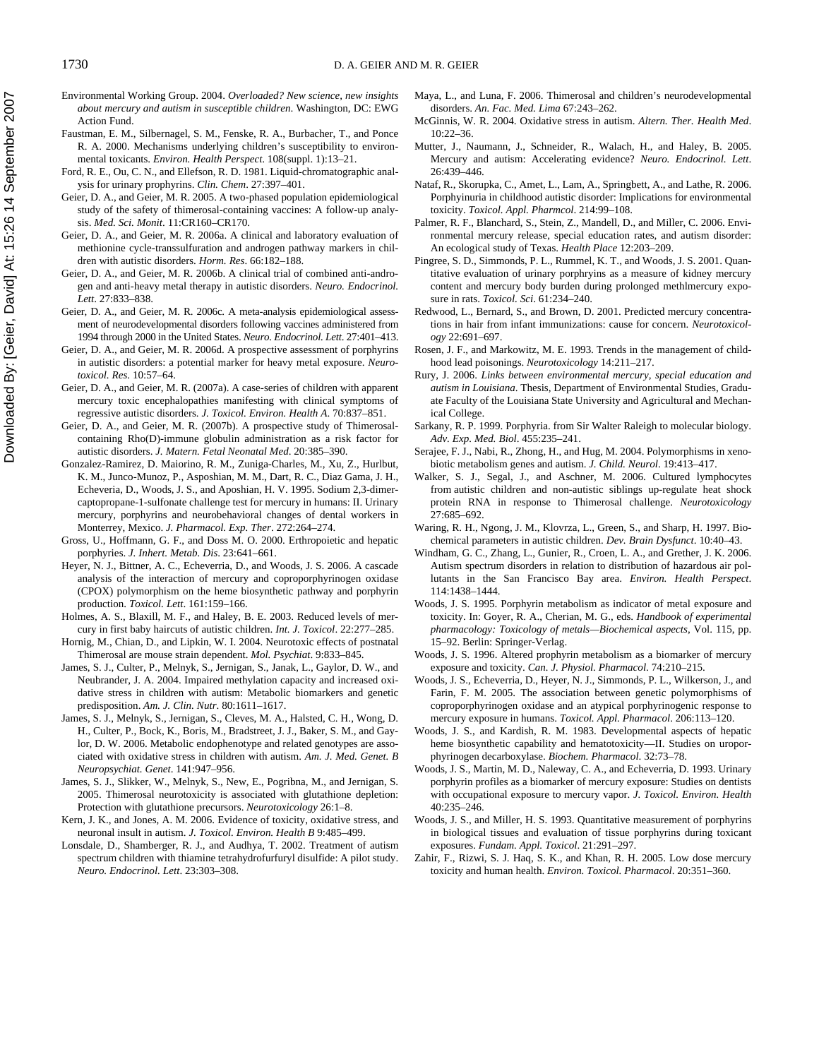Environmental Working Group. 2004. *Overloaded? New science, new insights about mercury and autism in susceptible children*. Washington, DC: EWG Action Fund.

Faustman, E. M., Silbernagel, S. M., Fenske, R. A., Burbacher, T., and Ponce R. A. 2000. Mechanisms underlying children's susceptibility to environmental toxicants. *Environ. Health Perspect*. 108(suppl. 1):13–21.

Ford, R. E., Ou, C. N., and Ellefson, R. D. 1981. Liquid-chromatographic analysis for urinary prophyrins. *Clin. Chem*. 27:397–401.

Geier, D. A., and Geier, M. R. 2005. A two-phased population epidemiological study of the safety of thimerosal-containing vaccines: A follow-up analysis. *Med. Sci. Monit*. 11:CR160–CR170.

Geier, D. A., and Geier, M. R. 2006a. A clinical and laboratory evaluation of methionine cycle-transsulfuration and androgen pathway markers in children with autistic disorders. *Horm. Res*. 66:182–188.

Geier, D. A., and Geier, M. R. 2006b. A clinical trial of combined anti-androgen and anti-heavy metal therapy in autistic disorders. *Neuro. Endocrinol. Lett*. 27:833–838.

Geier, D. A., and Geier, M. R. 2006c. A meta-analysis epidemiological assessment of neurodevelopmental disorders following vaccines administered from 1994 through 2000 in the United States. *Neuro. Endocrinol. Lett*. 27:401–413.

Geier, D. A., and Geier, M. R. 2006d. A prospective assessment of porphyrins in autistic disorders: a potential marker for heavy metal exposure. *Neurotoxicol. Res*. 10:57–64.

Geier, D. A., and Geier, M. R. (2007a). A case-series of children with apparent mercury toxic encephalopathies manifesting with clinical symptoms of regressive autistic disorders. *J. Toxicol. Environ. Health A*. 70:837–851.

Geier, D. A., and Geier, M. R. (2007b). A prospective study of Thimerosal-containing Rho(D)-immune globulin administration as a risk factor for autistic disorders. *J. Matern. Fetal Neonatal Med*. 20:385–390.

Gonzalez-Ramirez, D. Maiorino, R. M., Zuniga-Charles, M., Xu, Z., Hurlbut, K. M., Junco-Munoz, P., Asposhian, M. M., Dart, R. C., Diaz Gama, J. H., Echeveria, D., Woods, J. S., and Aposhian, H. V. 1995. Sodium 2,3-dimercaptopropane-1-sulfonate challenge test for mercury in humans: II. Urinary mercury, porphyrins and neurobehavioral changes of dental workers in Monterrey, Mexico. *J. Pharmacol. Exp. Ther*. 272:264–274.

Gross, U., Hoffmann, G. F., and Doss M. O. 2000. Erthropoietic and hepatic porphyries. *J. Inhert. Metab. Dis*. 23:641–661.

Heyer, N. J., Bittner, A. C., Echeverria, D., and Woods, J. S. 2006. A cascade analysis of the interaction of mercury and coproporphyrinogen oxidase (CPOX) polymorphism on the heme biosynthetic pathway and porphyrin production. *Toxicol. Lett*. 161:159–166.

Holmes, A. S., Blaxill, M. F., and Haley, B. E. 2003. Reduced levels of mercury in first baby haircuts of autistic children. *Int. J. Toxicol*. 22:277–285.

Hornig, M., Chian, D., and Lipkin, W. I. 2004. Neurotoxic effects of postnatal Thimerosal are mouse strain dependent. *Mol. Psychiat*. 9:833–845.

James, S. J., Culter, P., Melnyk, S., Jernigan, S., Janak, L., Gaylor, D. W., and Neubrander, J. A. 2004. Impaired methylation capacity and increased oxidative stress in children with autism: Metabolic biomarkers and genetic predisposition. *Am. J. Clin. Nutr*. 80:1611–1617.

James, S. J., Melnyk, S., Jernigan, S., Cleves, M. A., Halsted, C. H., Wong, D. H., Culter, P., Bock, K., Boris, M., Bradstreet, J. J., Baker, S. M., and Gaylor, D. W. 2006. Metabolic endophenotype and related genotypes are associated with oxidative stress in children with autism. *Am. J. Med. Genet. B Neuropsychiat. Genet*. 141:947–956.

James, S. J., Slikker, W., Melnyk, S., New, E., Pogribna, M., and Jernigan, S. 2005. Thimerosal neurotoxicity is associated with glutathione depletion: Protection with glutathione precursors. *Neurotoxicology* 26:1–8.

Kern, J. K., and Jones, A. M. 2006. Evidence of toxicity, oxidative stress, and neuronal insult in autism. *J. Toxicol. Environ. Health B* 9:485–499.

Lonsdale, D., Shamberger, R. J., and Audhya, T. 2002. Treatment of autism spectrum children with thiamine tetrahydrofurfuryl disulfide: A pilot study. *Neuro. Endocrinol. Lett*. 23:303–308.

Maya, L., and Luna, F. 2006. Thimerosal and children's neurodevelopmental disorders. *An. Fac. Med. Lima* 67:243–262.

McGinnis, W. R. 2004. Oxidative stress in autism. *Altern. Ther. Health Med*. 10:22–36.

Mutter, J., Naumann, J., Schneider, R., Walach, H., and Haley, B. 2005. Mercury and autism: Accelerating evidence? *Neuro. Endocrinol. Lett*. 26:439–446.

Nataf, R., Skorupka, C., Amet, L., Lam, A., Springbett, A., and Lathe, R. 2006. Porphyinuria in childhood autistic disorder: Implications for environmental toxicity. *Toxicol. Appl. Pharmcol*. 214:99–108.

Palmer, R. F., Blanchard, S., Stein, Z., Mandell, D., and Miller, C. 2006. Environmental mercury release, special education rates, and autism disorder: An ecological study of Texas. *Health Place* 12:203–209.

Pingree, S. D., Simmonds, P. L., Rummel, K. T., and Woods, J. S. 2001. Quantitative evaluation of urinary porphryins as a measure of kidney mercury content and mercury body burden during prolonged methlmercury exposure in rats. *Toxicol. Sci*. 61:234–240.

Redwood, L., Bernard, S., and Brown, D. 2001. Predicted mercury concentrations in hair from infant immunizations: cause for concern. *Neurotoxicology* 22:691–697.

Rosen, J. F., and Markowitz, M. E. 1993. Trends in the management of childhood lead poisonings. *Neurotoxicology* 14:211–217.

Rury, J. 2006. *Links between environmental mercury, special education and autism in Louisiana*. Thesis, Department of Environmental Studies, Graduate Faculty of the Louisiana State University and Agricultural and Mechanical College.

Sarkany, R. P. 1999. Porphyria. from Sir Walter Raleigh to molecular biology. *Adv. Exp. Med. Biol*. 455:235–241.

Serajee, F. J., Nabi, R., Zhong, H., and Hug, M. 2004. Polymorphisms in xenobiotic metabolism genes and autism. *J. Child. Neurol*. 19:413–417.

Walker, S. J., Segal, J., and Aschner, M. 2006. Cultured lymphocytes from autistic children and non-autistic siblings up-regulate heat shock protein RNA in response to Thimerosal challenge. *Neurotoxicology* 27:685–692.

Waring, R. H., Ngong, J. M., Klovrza, L., Green, S., and Sharp, H. 1997. Biochemical parameters in autistic children. *Dev. Brain Dysfunct*. 10:40–43.

Windham, G. C., Zhang, L., Gunier, R., Croen, L. A., and Grether, J. K. 2006. Autism spectrum disorders in relation to distribution of hazardous air pollutants in the San Francisco Bay area. *Environ. Health Perspect*. 114:1438–1444.

Woods, J. S. 1995. Porphyrin metabolism as indicator of metal exposure and toxicity. In: Goyer, R. A., Cherian, M. G., eds. *Handbook of experimental pharmacology: Toxicology of metals—Biochemical aspects*, Vol. 115, pp. 15–92. Berlin: Springer-Verlag.

Woods, J. S. 1996. Altered prophyrin metabolism as a biomarker of mercury exposure and toxicity. *Can. J. Physiol. Pharmacol*. 74:210–215.

Woods, J. S., Echeverria, D., Heyer, N. J., Simmonds, P. L., Wilkerson, J., and Farin, F. M. 2005. The association between genetic polymorphisms of coproporphyrinogen oxidase and an atypical porphyrinogenic response to mercury exposure in humans. *Toxicol. Appl. Pharmacol*. 206:113–120.

Woods, J. S., and Kardish, R. M. 1983. Developmental aspects of hepatic heme biosynthetic capability and hematotoxicity—II. Studies on uroporphyrinogen decarboxylase. *Biochem. Pharmacol*. 32:73–78.

Woods, J. S., Martin, M. D., Naleway, C. A., and Echeverria, D. 1993. Urinary porphyrin profiles as a biomarker of mercury exposure: Studies on dentists with occupational exposure to mercury vapor. *J. Toxicol. Environ. Health* 40:235–246.

Woods, J. S., and Miller, H. S. 1993. Quantitative measurement of porphyrins in biological tissues and evaluation of tissue porphyrins during toxicant exposures. *Fundam. Appl. Toxicol*. 21:291–297.

Zahir, F., Rizwi, S. J. Haq, S. K., and Khan, R. H. 2005. Low dose mercury toxicity and human health. *Environ. Toxicol. Pharmacol*. 20:351–360.